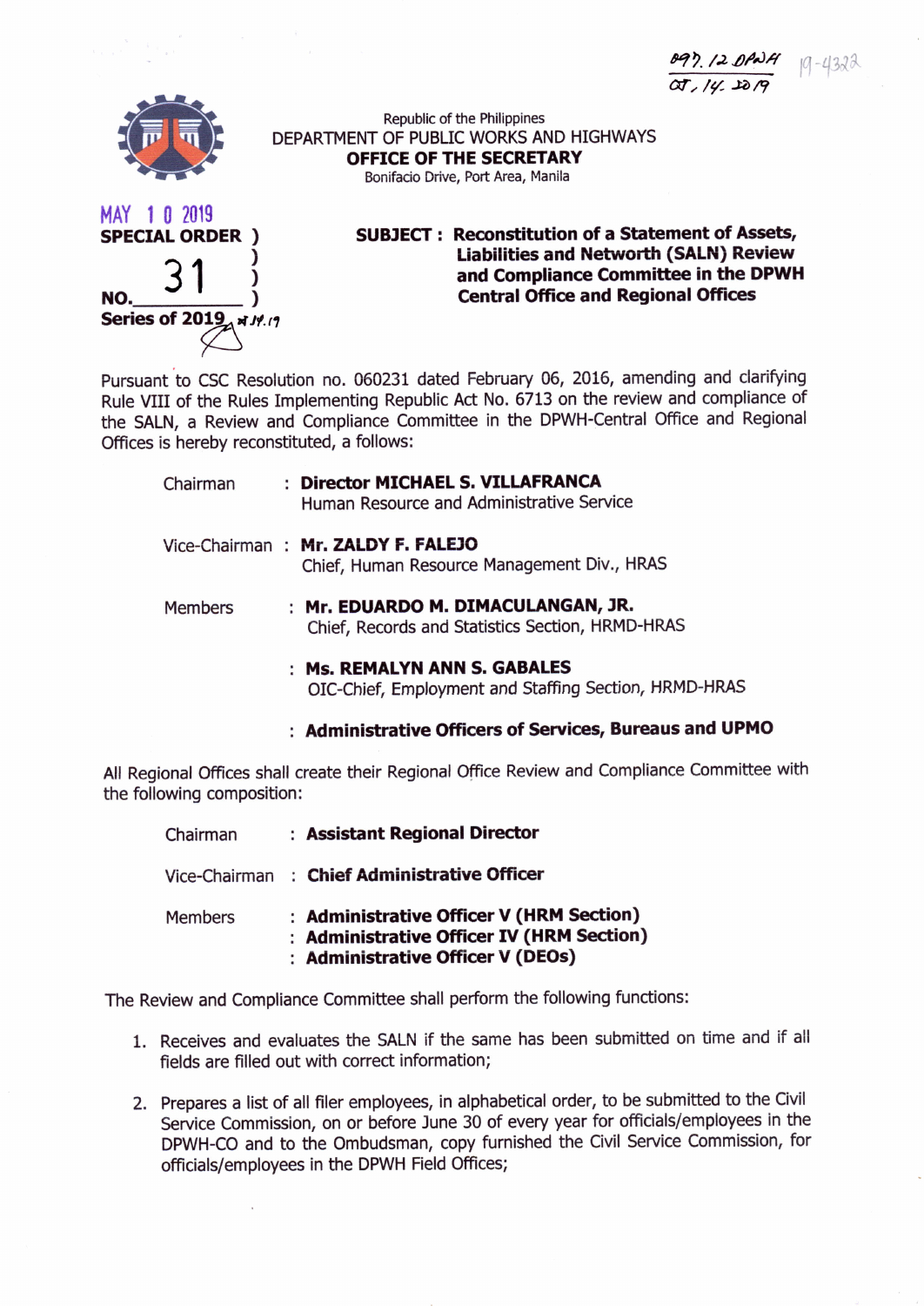097.12 DPWH
OT. 14. 2019

19-4322

Republic of the Philippines
DEPARTMENT OF PUBLIC WORKS AND HIGHWAYS
**OFFICE OF THE SECRETARY**
Bonifacio Drive, Port Area, Manila

MAY 10 2019

**SPECIAL ORDER**
**NO. 31**
**Series of 2019**

**SUBJECT : Reconstitution of a Statement of Assets, Liabilities and Networth (SALN) Review and Compliance Committee in the DPWH Central Office and Regional Offices**

Pursuant to CSC Resolution no. 060231 dated February 06, 2016, amending and clarifying Rule VIII of the Rules Implementing Republic Act No. 6713 on the review and compliance of the SALN, a Review and Compliance Committee in the DPWH-Central Office and Regional Offices is hereby reconstituted, a follows:

Chairman : **Director MICHAEL S. VILLAFRANCA**
Human Resource and Administrative Service

Vice-Chairman : **Mr. ZALDY F. FALEJO**
Chief, Human Resource Management Div., HRAS

Members : **Mr. EDUARDO M. DIMACULANGAN, JR.**
Chief, Records and Statistics Section, HRMD-HRAS

: **Ms. REMALYN ANN S. GABALES**
OIC-Chief, Employment and Staffing Section, HRMD-HRAS

: **Administrative Officers of Services, Bureaus and UPMO**

All Regional Offices shall create their Regional Office Review and Compliance Committee with the following composition:

Chairman : **Assistant Regional Director**

Vice-Chairman : **Chief Administrative Officer**

Members : **Administrative Officer V (HRM Section)**
: **Administrative Officer IV (HRM Section)**
: **Administrative Officer V (DEOs)**

The Review and Compliance Committee shall perform the following functions:

1. Receives and evaluates the SALN if the same has been submitted on time and if all fields are filled out with correct information;
2. Prepares a list of all filer employees, in alphabetical order, to be submitted to the Civil Service Commission, on or before June 30 of every year for officials/employees in the DPWH-CO and to the Ombudsman, copy furnished the Civil Service Commission, for officials/employees in the DPWH Field Offices;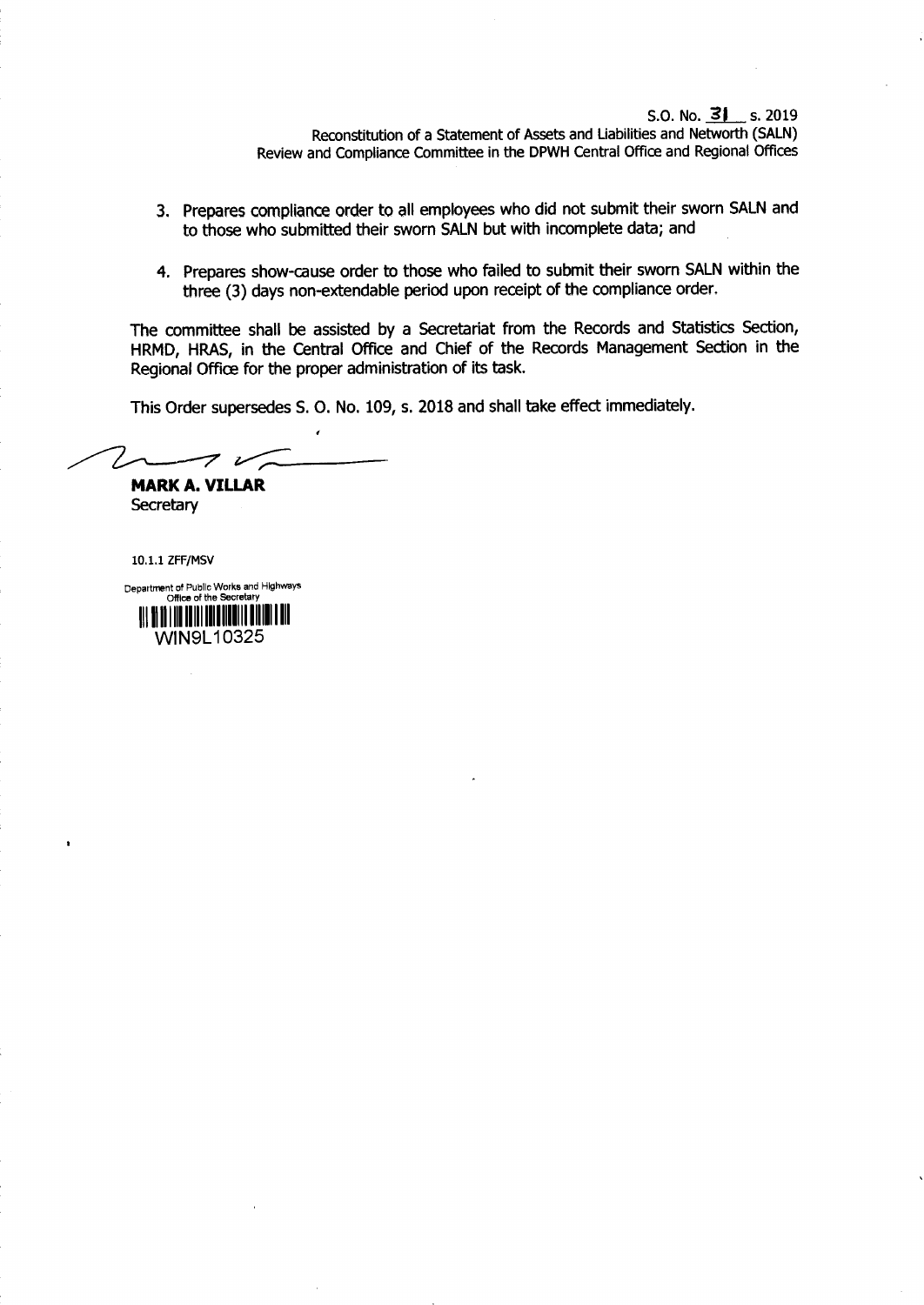3. Prepares compliance order to all employees who did not submit their sworn SALN and to those who submitted their sworn SALN but with incomplete data; and

4. Prepares show-cause order to those who failed to submit their sworn SALN within the three (3) days non-extendable period upon receipt of the compliance order.

The committee shall be assisted by a Secretariat from the Records and Statistics Section, HRMD, HRAS, in the Central Office and Chief of the Records Management Section in the Regional Office for the proper administration of its task.

This Order supersedes S. O. No. 109, s. 2018 and shall take effect immediately.

**MARK A. VILLAR**
Secretary

10.1.1 ZFF/MSV

Department of Public Works and Highways
Office of the Secretary
WIN9L10325